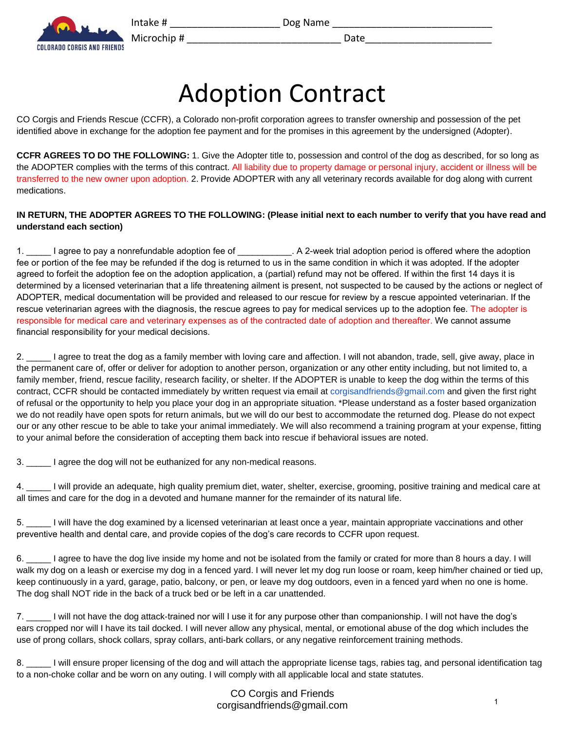Intake # ____________________ Dog Name ______________________________

Microchip # ____________________________ Date______________________

COLORADO CORGIS AND FRIENDS

# Adoption Contract

CO Corgis and Friends Rescue (CCFR), a Colorado non-profit corporation agrees to transfer ownership and possession of the pet identified above in exchange for the adoption fee payment and for the promises in this agreement by the undersigned (Adopter).

**CCFR AGREES TO DO THE FOLLOWING:** 1. Give the Adopter title to, possession and control of the dog as described, for so long as the ADOPTER complies with the terms of this contract. All liability due to property damage or personal injury, accident or illness will be transferred to the new owner upon adoption. 2. Provide ADOPTER with any all veterinary records available for dog along with current medications.

**IN RETURN, THE ADOPTER AGREES TO THE FOLLOWING: (Please initial next to each number to verify that you have read and understand each section)**

1. _____ I agree to pay a nonrefundable adoption fee of ___________. A 2-week trial adoption period is offered where the adoption fee or portion of the fee may be refunded if the dog is returned to us in the same condition in which it was adopted. If the adopter agreed to forfeit the adoption fee on the adoption application, a (partial) refund may not be offered. If within the first 14 days it is determined by a licensed veterinarian that a life threatening ailment is present, not suspected to be caused by the actions or neglect of ADOPTER, medical documentation will be provided and released to our rescue for review by a rescue appointed veterinarian. If the rescue veterinarian agrees with the diagnosis, the rescue agrees to pay for medical services up to the adoption fee. The adopter is responsible for medical care and veterinary expenses as of the contracted date of adoption and thereafter. We cannot assume financial responsibility for your medical decisions.

2. _____ I agree to treat the dog as a family member with loving care and affection. I will not abandon, trade, sell, give away, place in the permanent care of, offer or deliver for adoption to another person, organization or any other entity including, but not limited to, a family member, friend, rescue facility, research facility, or shelter. If the ADOPTER is unable to keep the dog within the terms of this contract, CCFR should be contacted immediately by written request via email at corgisandfriends@gmail.com and given the first right of refusal or the opportunity to help you place your dog in an appropriate situation. *Please understand as a foster based organization we do not readily have open spots for return animals, but we will do our best to accommodate the returned dog. Please do not expect our or any other rescue to be able to take your animal immediately. We will also recommend a training program at your expense, fitting to your animal before the consideration of accepting them back into rescue if behavioral issues are noted.

3. _____ I agree the dog will not be euthanized for any non-medical reasons.

4. _____ I will provide an adequate, high quality premium diet, water, shelter, exercise, grooming, positive training and medical care at all times and care for the dog in a devoted and humane manner for the remainder of its natural life.

5. _____ I will have the dog examined by a licensed veterinarian at least once a year, maintain appropriate vaccinations and other preventive health and dental care, and provide copies of the dog's care records to CCFR upon request.

6. _____ I agree to have the dog live inside my home and not be isolated from the family or crated for more than 8 hours a day. I will walk my dog on a leash or exercise my dog in a fenced yard. I will never let my dog run loose or roam, keep him/her chained or tied up, keep continuously in a yard, garage, patio, balcony, or pen, or leave my dog outdoors, even in a fenced yard when no one is home. The dog shall NOT ride in the back of a truck bed or be left in a car unattended.

7. _____ I will not have the dog attack-trained nor will I use it for any purpose other than companionship. I will not have the dog's ears cropped nor will I have its tail docked. I will never allow any physical, mental, or emotional abuse of the dog which includes the use of prong collars, shock collars, spray collars, anti-bark collars, or any negative reinforcement training methods.

8. _____ I will ensure proper licensing of the dog and will attach the appropriate license tags, rabies tag, and personal identification tag to a non-choke collar and be worn on any outing. I will comply with all applicable local and state statutes.

CO Corgis and Friends
corgisandfriends@gmail.com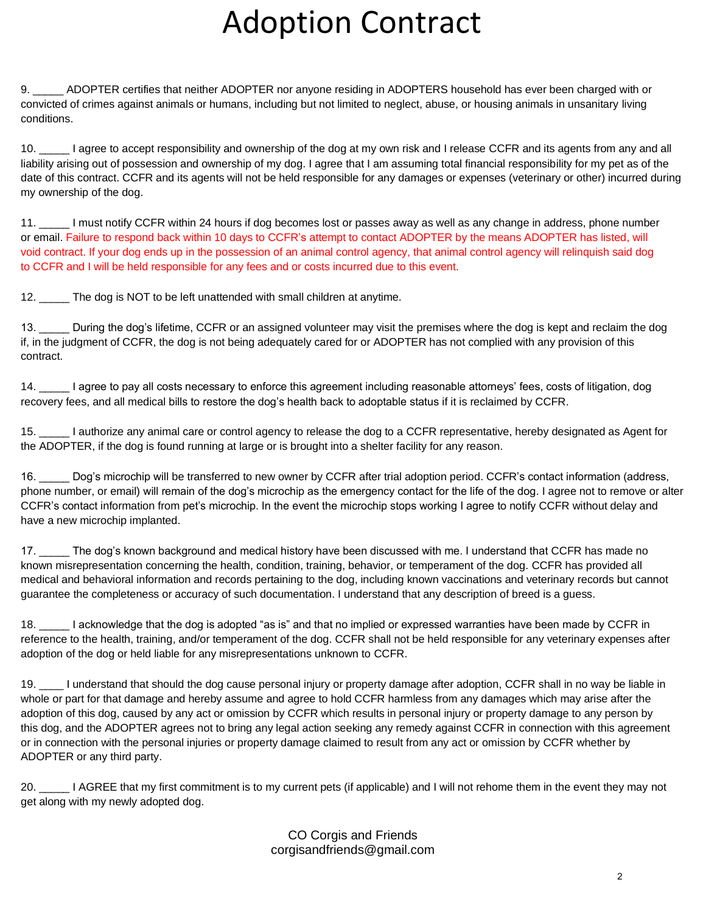# Adoption Contract

9. _____ ADOPTER certifies that neither ADOPTER nor anyone residing in ADOPTERS household has ever been charged with or convicted of crimes against animals or humans, including but not limited to neglect, abuse, or housing animals in unsanitary living conditions.

10. _____ I agree to accept responsibility and ownership of the dog at my own risk and I release CCFR and its agents from any and all liability arising out of possession and ownership of my dog. I agree that I am assuming total financial responsibility for my pet as of the date of this contract. CCFR and its agents will not be held responsible for any damages or expenses (veterinary or other) incurred during my ownership of the dog.

11. _____ I must notify CCFR within 24 hours if dog becomes lost or passes away as well as any change in address, phone number or email. Failure to respond back within 10 days to CCFR's attempt to contact ADOPTER by the means ADOPTER has listed, will void contract. If your dog ends up in the possession of an animal control agency, that animal control agency will relinquish said dog to CCFR and I will be held responsible for any fees and or costs incurred due to this event.

12. _____ The dog is NOT to be left unattended with small children at anytime.

13. _____ During the dog's lifetime, CCFR or an assigned volunteer may visit the premises where the dog is kept and reclaim the dog if, in the judgment of CCFR, the dog is not being adequately cared for or ADOPTER has not complied with any provision of this contract.

14. _____ I agree to pay all costs necessary to enforce this agreement including reasonable attorneys' fees, costs of litigation, dog recovery fees, and all medical bills to restore the dog's health back to adoptable status if it is reclaimed by CCFR.

15. _____ I authorize any animal care or control agency to release the dog to a CCFR representative, hereby designated as Agent for the ADOPTER, if the dog is found running at large or is brought into a shelter facility for any reason.

16. _____ Dog's microchip will be transferred to new owner by CCFR after trial adoption period. CCFR's contact information (address, phone number, or email) will remain of the dog's microchip as the emergency contact for the life of the dog. I agree not to remove or alter CCFR's contact information from pet's microchip. In the event the microchip stops working I agree to notify CCFR without delay and have a new microchip implanted.

17. _____ The dog's known background and medical history have been discussed with me. I understand that CCFR has made no known misrepresentation concerning the health, condition, training, behavior, or temperament of the dog. CCFR has provided all medical and behavioral information and records pertaining to the dog, including known vaccinations and veterinary records but cannot guarantee the completeness or accuracy of such documentation. I understand that any description of breed is a guess.

18. _____ I acknowledge that the dog is adopted "as is" and that no implied or expressed warranties have been made by CCFR in reference to the health, training, and/or temperament of the dog. CCFR shall not be held responsible for any veterinary expenses after adoption of the dog or held liable for any misrepresentations unknown to CCFR.

19. ____ I understand that should the dog cause personal injury or property damage after adoption, CCFR shall in no way be liable in whole or part for that damage and hereby assume and agree to hold CCFR harmless from any damages which may arise after the adoption of this dog, caused by any act or omission by CCFR which results in personal injury or property damage to any person by this dog, and the ADOPTER agrees not to bring any legal action seeking any remedy against CCFR in connection with this agreement or in connection with the personal injuries or property damage claimed to result from any act or omission by CCFR whether by ADOPTER or any third party.

20. _____ I AGREE that my first commitment is to my current pets (if applicable) and I will not rehome them in the event they may not get along with my newly adopted dog.

CO Corgis and Friends
corgisandfriends@gmail.com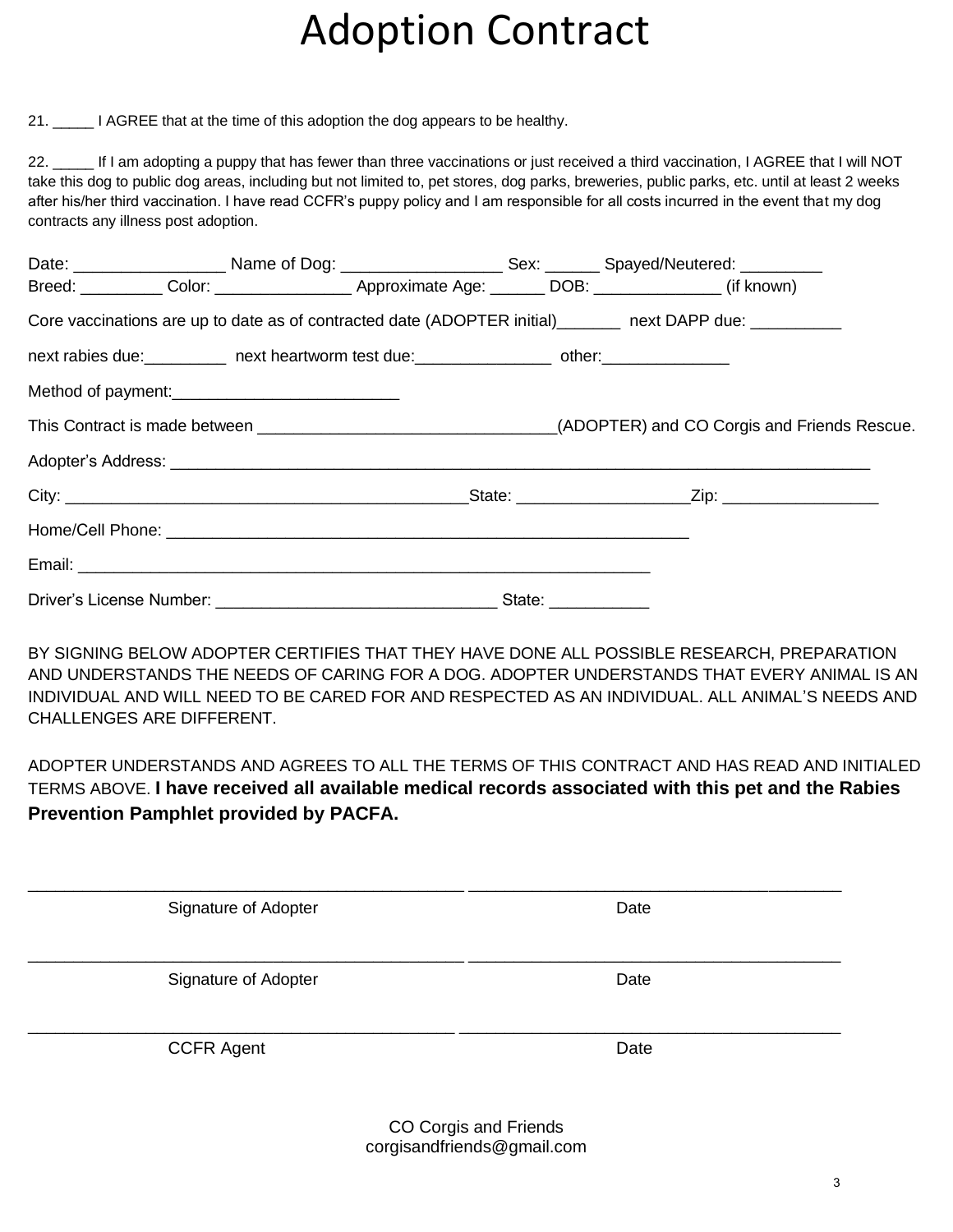# Adoption Contract

21. _____ I AGREE that at the time of this adoption the dog appears to be healthy.

22. _____ If I am adopting a puppy that has fewer than three vaccinations or just received a third vaccination, I AGREE that I will NOT take this dog to public dog areas, including but not limited to, pet stores, dog parks, breweries, public parks, etc. until at least 2 weeks after his/her third vaccination. I have read CCFR's puppy policy and I am responsible for all costs incurred in the event that my dog contracts any illness post adoption.

Date: ________________ Name of Dog: _________________ Sex: ______ Spayed/Neutered: _________
Breed: _________ Color: _______________ Approximate Age: ______ DOB: ______________ (if known)

Core vaccinations are up to date as of contracted date (ADOPTER initial)_______ next DAPP due: __________

next rabies due:_________ next heartworm test due:_______________ other:______________

Method of payment:_________________________

This Contract is made between ________________________________(ADOPTER) and CO Corgis and Friends Rescue.

Adopter's Address: _______________________________________________________________________________

City: ___________________________________________State: ___________________Zip: _________________

Home/Cell Phone: ___________________________________________________________

Email: ______________________________________________________________

Driver's License Number: ______________________________ State: ___________

BY SIGNING BELOW ADOPTER CERTIFIES THAT THEY HAVE DONE ALL POSSIBLE RESEARCH, PREPARATION AND UNDERSTANDS THE NEEDS OF CARING FOR A DOG. ADOPTER UNDERSTANDS THAT EVERY ANIMAL IS AN INDIVIDUAL AND WILL NEED TO BE CARED FOR AND RESPECTED AS AN INDIVIDUAL. ALL ANIMAL'S NEEDS AND CHALLENGES ARE DIFFERENT.

ADOPTER UNDERSTANDS AND AGREES TO ALL THE TERMS OF THIS CONTRACT AND HAS READ AND INITIALED TERMS ABOVE. **I have received all available medical records associated with this pet and the Rabies Prevention Pamphlet provided by PACFA.**

_______________________________________________ _______________________________________
Signature of Adopter Date

_______________________________________________ _______________________________________
Signature of Adopter Date

_______________________________________________ _______________________________________
CCFR Agent Date

CO Corgis and Friends
corgisandfriends@gmail.com